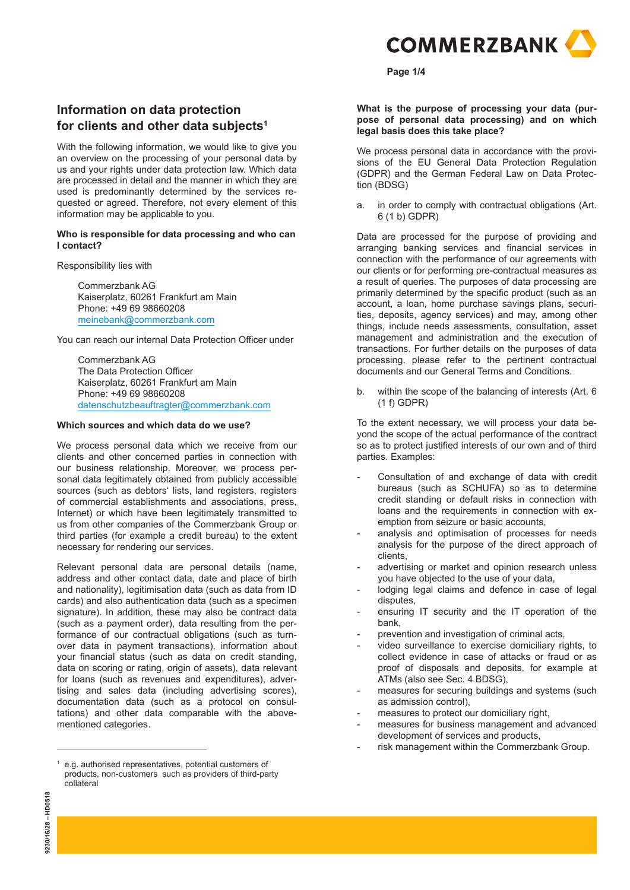# Information on data protection for clients and other data subjects[1]

With the following information, we would like to give you an overview on the processing of your personal data by us and your rights under data protection law. Which data are processed in detail and the manner in which they are used is predominantly determined by the services requested or agreed. Therefore, not every element of this information may be applicable to you.

### Who is responsible for data processing and who can I contact?

Responsibility lies with

> Commerzbank AG
> Kaiserplatz, 60261 Frankfurt am Main
> Phone: +49 69 98660208
> meinebank@commerzbank.com

You can reach our internal Data Protection Officer under

> Commerzbank AG
> The Data Protection Officer
> Kaiserplatz, 60261 Frankfurt am Main
> Phone: +49 69 98660208
> datenschutzbeauftragter@commerzbank.com

### Which sources and which data do we use?

We process personal data which we receive from our clients and other concerned parties in connection with our business relationship. Moreover, we process personal data legitimately obtained from publicly accessible sources (such as debtors' lists, land registers, registers of commercial establishments and associations, press, Internet) or which have been legitimately transmitted to us from other companies of the Commerzbank Group or third parties (for example a credit bureau) to the extent necessary for rendering our services.

Relevant personal data are personal details (name, address and other contact data, date and place of birth and nationality), legitimisation data (such as data from ID cards) and also authentication data (such as a specimen signature). In addition, these may also be contract data (such as a payment order), data resulting from the performance of our contractual obligations (such as turnover data in payment transactions), information about your financial status (such as data on credit standing, data on scoring or rating, origin of assets), data relevant for loans (such as revenues and expenditures), advertising and sales data (including advertising scores), documentation data (such as a protocol on consultations) and other data comparable with the above-mentioned categories.

[1] e.g. authorised representatives, potential customers of products, non-customers such as providers of third-party collateral

### What is the purpose of processing your data (purpose of personal data processing) and on which legal basis does this take place?

We process personal data in accordance with the provisions of the EU General Data Protection Regulation (GDPR) and the German Federal Law on Data Protection (BDSG)

a. in order to comply with contractual obligations (Art. 6 (1 b) GDPR)

Data are processed for the purpose of providing and arranging banking services and financial services in connection with the performance of our agreements with our clients or for performing pre-contractual measures as a result of queries. The purposes of data processing are primarily determined by the specific product (such as an account, a loan, home purchase savings plans, securities, deposits, agency services) and may, among other things, include needs assessments, consultation, asset management and administration and the execution of transactions. For further details on the purposes of data processing, please refer to the pertinent contractual documents and our General Terms and Conditions.

b. within the scope of the balancing of interests (Art. 6 (1 f) GDPR)

To the extent necessary, we will process your data beyond the scope of the actual performance of the contract so as to protect justified interests of our own and of third parties. Examples:

- Consultation of and exchange of data with credit bureaus (such as SCHUFA) so as to determine credit standing or default risks in connection with loans and the requirements in connection with exemption from seizure or basic accounts,
- analysis and optimisation of processes for needs analysis for the purpose of the direct approach of clients,
- advertising or market and opinion research unless you have objected to the use of your data,
- lodging legal claims and defence in case of legal disputes,
- ensuring IT security and the IT operation of the bank,
- prevention and investigation of criminal acts,
- video surveillance to exercise domiciliary rights, to collect evidence in case of attacks or fraud or as proof of disposals and deposits, for example at ATMs (also see Sec. 4 BDSG),
- measures for securing buildings and systems (such as admission control),
- measures to protect our domiciliary right,
- measures for business management and advanced development of services and products,
- risk management within the Commerzbank Group.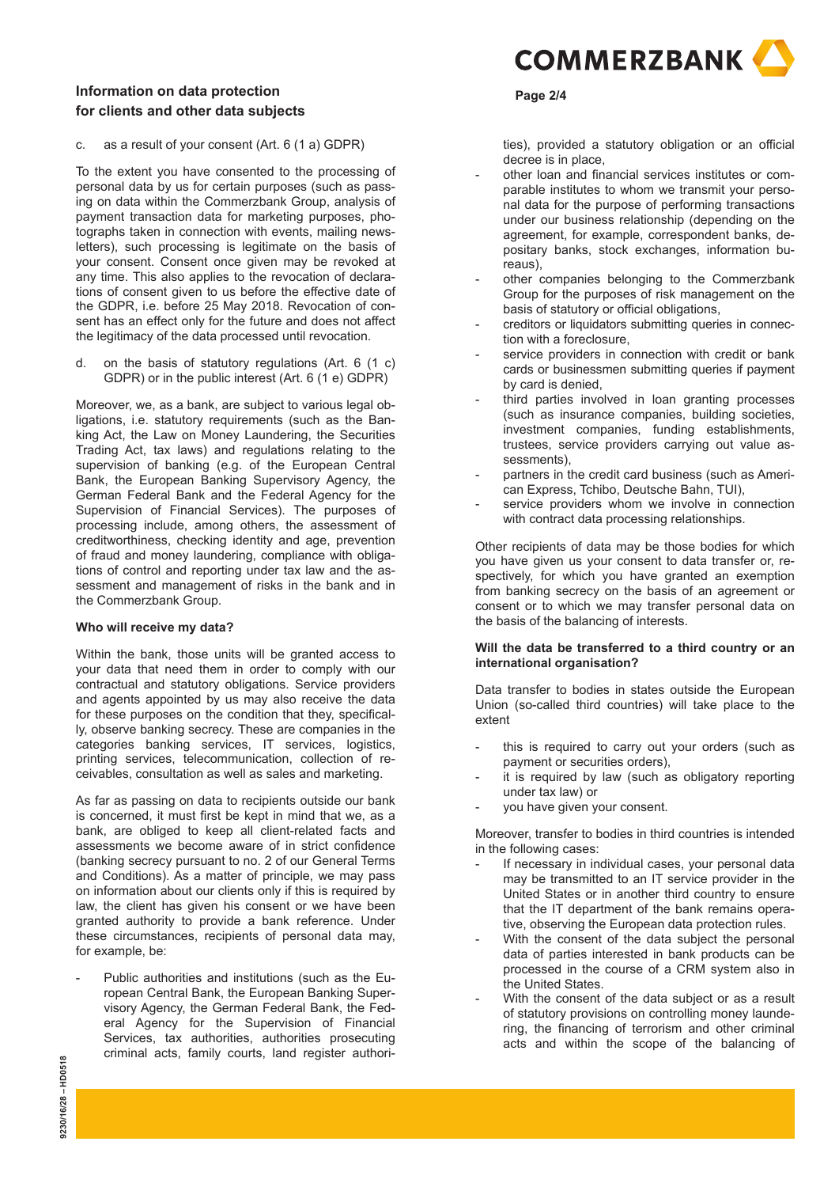c. as a result of your consent (Art. 6 (1 a) GDPR)

To the extent you have consented to the processing of personal data by us for certain purposes (such as passing on data within the Commerzbank Group, analysis of payment transaction data for marketing purposes, photographs taken in connection with events, mailing newsletters), such processing is legitimate on the basis of your consent. Consent once given may be revoked at any time. This also applies to the revocation of declarations of consent given to us before the effective date of the GDPR, i.e. before 25 May 2018. Revocation of consent has an effect only for the future and does not affect the legitimacy of the data processed until revocation.

d. on the basis of statutory regulations (Art. 6 (1 c) GDPR) or in the public interest (Art. 6 (1 e) GDPR)

Moreover, we, as a bank, are subject to various legal obligations, i.e. statutory requirements (such as the Banking Act, the Law on Money Laundering, the Securities Trading Act, tax laws) and regulations relating to the supervision of banking (e.g. of the European Central Bank, the European Banking Supervisory Agency, the German Federal Bank and the Federal Agency for the Supervision of Financial Services). The purposes of processing include, among others, the assessment of creditworthiness, checking identity and age, prevention of fraud and money laundering, compliance with obligations of control and reporting under tax law and the assessment and management of risks in the bank and in the Commerzbank Group.

**Who will receive my data?**

Within the bank, those units will be granted access to your data that need them in order to comply with our contractual and statutory obligations. Service providers and agents appointed by us may also receive the data for these purposes on the condition that they, specifically, observe banking secrecy. These are companies in the categories banking services, IT services, logistics, printing services, telecommunication, collection of receivables, consultation as well as sales and marketing.

As far as passing on data to recipients outside our bank is concerned, it must first be kept in mind that we, as a bank, are obliged to keep all client-related facts and assessments we become aware of in strict confidence (banking secrecy pursuant to no. 2 of our General Terms and Conditions). As a matter of principle, we may pass on information about our clients only if this is required by law, the client has given his consent or we have been granted authority to provide a bank reference. Under these circumstances, recipients of personal data may, for example, be:

- Public authorities and institutions (such as the European Central Bank, the European Banking Supervisory Agency, the German Federal Bank, the Federal Agency for the Supervision of Financial Services, tax authorities, authorities prosecuting criminal acts, family courts, land register authorities), provided a statutory obligation or an official decree is in place,
- other loan and financial services institutes or comparable institutes to whom we transmit your personal data for the purpose of performing transactions under our business relationship (depending on the agreement, for example, correspondent banks, depositary banks, stock exchanges, information bureaus),
- other companies belonging to the Commerzbank Group for the purposes of risk management on the basis of statutory or official obligations,
- creditors or liquidators submitting queries in connection with a foreclosure,
- service providers in connection with credit or bank cards or businessmen submitting queries if payment by card is denied,
- third parties involved in loan granting processes (such as insurance companies, building societies, investment companies, funding establishments, trustees, service providers carrying out value assessments),
- partners in the credit card business (such as American Express, Tchibo, Deutsche Bahn, TUI),
- service providers whom we involve in connection with contract data processing relationships.

Other recipients of data may be those bodies for which you have given us your consent to data transfer or, respectively, for which you have granted an exemption from banking secrecy on the basis of an agreement or consent or to which we may transfer personal data on the basis of the balancing of interests.

**Will the data be transferred to a third country or an international organisation?**

Data transfer to bodies in states outside the European Union (so-called third countries) will take place to the extent

- this is required to carry out your orders (such as payment or securities orders),
- it is required by law (such as obligatory reporting under tax law) or
- you have given us your consent.

Moreover, transfer to bodies in third countries is intended in the following cases:

- If necessary in individual cases, your personal data may be transmitted to an IT service provider in the United States or in another third country to ensure that the IT department of the bank remains operative, observing the European data protection rules.
- With the consent of the data subject the personal data of parties interested in bank products can be processed in the course of a CRM system also in the United States.
- With the consent of the data subject or as a result of statutory provisions on controlling money laundering, the financing of terrorism and other criminal acts and within the scope of the balancing of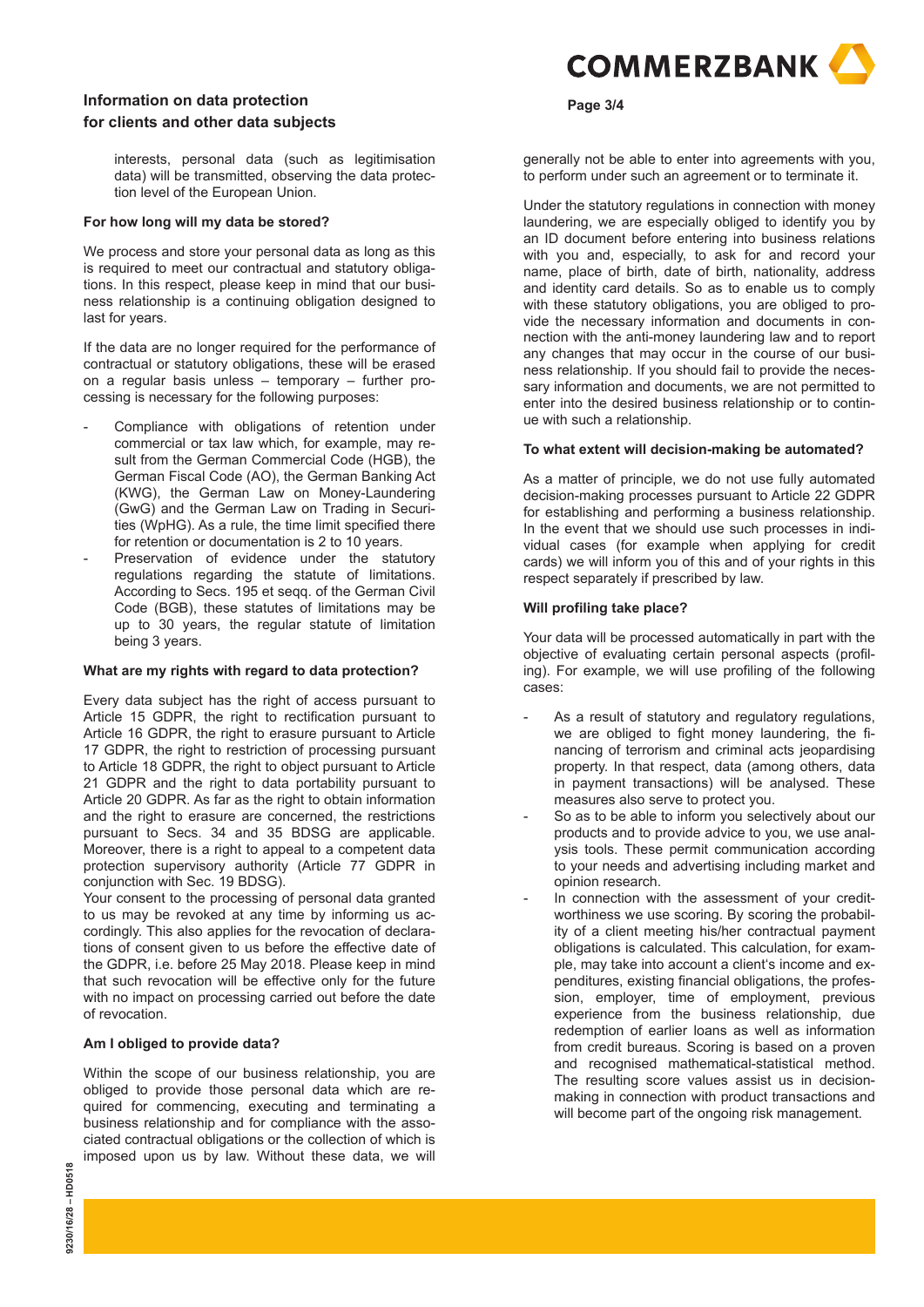interests, personal data (such as legitimisation data) will be transmitted, observing the data protection level of the European Union.

### For how long will my data be stored?

We process and store your personal data as long as this is required to meet our contractual and statutory obligations. In this respect, please keep in mind that our business relationship is a continuing obligation designed to last for years.

If the data are no longer required for the performance of contractual or statutory obligations, these will be erased on a regular basis unless – temporary – further processing is necessary for the following purposes:

- Compliance with obligations of retention under commercial or tax law which, for example, may result from the German Commercial Code (HGB), the German Fiscal Code (AO), the German Banking Act (KWG), the German Law on Money-Laundering (GwG) and the German Law on Trading in Securities (WpHG). As a rule, the time limit specified there for retention or documentation is 2 to 10 years.
- Preservation of evidence under the statutory regulations regarding the statute of limitations. According to Secs. 195 et seqq. of the German Civil Code (BGB), these statutes of limitations may be up to 30 years, the regular statute of limitation being 3 years.

### What are my rights with regard to data protection?

Every data subject has the right of access pursuant to Article 15 GDPR, the right to rectification pursuant to Article 16 GDPR, the right to erasure pursuant to Article 17 GDPR, the right to restriction of processing pursuant to Article 18 GDPR, the right to object pursuant to Article 21 GDPR and the right to data portability pursuant to Article 20 GDPR. As far as the right to obtain information and the right to erasure are concerned, the restrictions pursuant to Secs. 34 and 35 BDSG are applicable. Moreover, there is a right to appeal to a competent data protection supervisory authority (Article 77 GDPR in conjunction with Sec. 19 BDSG).

Your consent to the processing of personal data granted to us may be revoked at any time by informing us accordingly. This also applies for the revocation of declarations of consent given to us before the effective date of the GDPR, i.e. before 25 May 2018. Please keep in mind that such revocation will be effective only for the future with no impact on processing carried out before the date of revocation.

### Am I obliged to provide data?

Within the scope of our business relationship, you are obliged to provide those personal data which are required for commencing, executing and terminating a business relationship and for compliance with the associated contractual obligations or the collection of which is imposed upon us by law. Without these data, we will generally not be able to enter into agreements with you, to perform under such an agreement or to terminate it.

Under the statutory regulations in connection with money laundering, we are especially obliged to identify you by an ID document before entering into business relations with you and, especially, to ask for and record your name, place of birth, date of birth, nationality, address and identity card details. So as to enable us to comply with these statutory obligations, you are obliged to provide the necessary information and documents in connection with the anti-money laundering law and to report any changes that may occur in the course of our business relationship. If you should fail to provide the necessary information and documents, we are not permitted to enter into the desired business relationship or to continue with such a relationship.

### To what extent will decision-making be automated?

As a matter of principle, we do not use fully automated decision-making processes pursuant to Article 22 GDPR for establishing and performing a business relationship. In the event that we should use such processes in individual cases (for example when applying for credit cards) we will inform you of this and of your rights in this respect separately if prescribed by law.

### Will profiling take place?

Your data will be processed automatically in part with the objective of evaluating certain personal aspects (profiling). For example, we will use profiling of the following cases:

- As a result of statutory and regulatory regulations, we are obliged to fight money laundering, the financing of terrorism and criminal acts jeopardising property. In that respect, data (among others, data in payment transactions) will be analysed. These measures also serve to protect you.
- So as to be able to inform you selectively about our products and to provide advice to you, we use analysis tools. These permit communication according to your needs and advertising including market and opinion research.
- In connection with the assessment of your creditworthiness we use scoring. By scoring the probability of a client meeting his/her contractual payment obligations is calculated. This calculation, for example, may take into account a client's income and expenditures, existing financial obligations, the profession, employer, time of employment, previous experience from the business relationship, due redemption of earlier loans as well as information from credit bureaus. Scoring is based on a proven and recognised mathematical-statistical method. The resulting score values assist us in decision-making in connection with product transactions and will become part of the ongoing risk management.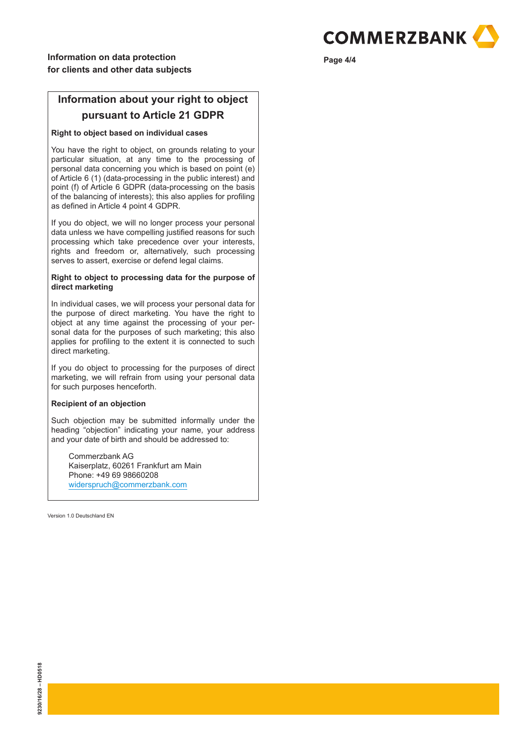# Information about your right to object pursuant to Article 21 GDPR

**Right to object based on individual cases**

You have the right to object, on grounds relating to your particular situation, at any time to the processing of personal data concerning you which is based on point (e) of Article 6 (1) (data-processing in the public interest) and point (f) of Article 6 GDPR (data-processing on the basis of the balancing of interests); this also applies for profiling as defined in Article 4 point 4 GDPR.

If you do object, we will no longer process your personal data unless we have compelling justified reasons for such processing which take precedence over your interests, rights and freedom or, alternatively, such processing serves to assert, exercise or defend legal claims.

**Right to object to processing data for the purpose of direct marketing**

In individual cases, we will process your personal data for the purpose of direct marketing. You have the right to object at any time against the processing of your personal data for the purposes of such marketing; this also applies for profiling to the extent it is connected to such direct marketing.

If you do object to processing for the purposes of direct marketing, we will refrain from using your personal data for such purposes henceforth.

**Recipient of an objection**

Such objection may be submitted informally under the heading "objection" indicating your name, your address and your date of birth and should be addressed to:

Commerzbank AG
Kaiserplatz, 60261 Frankfurt am Main
Phone: +49 69 98660208
widerspruch@commerzbank.com

Version 1.0 Deutschland EN

9230/16/28 – HD0518